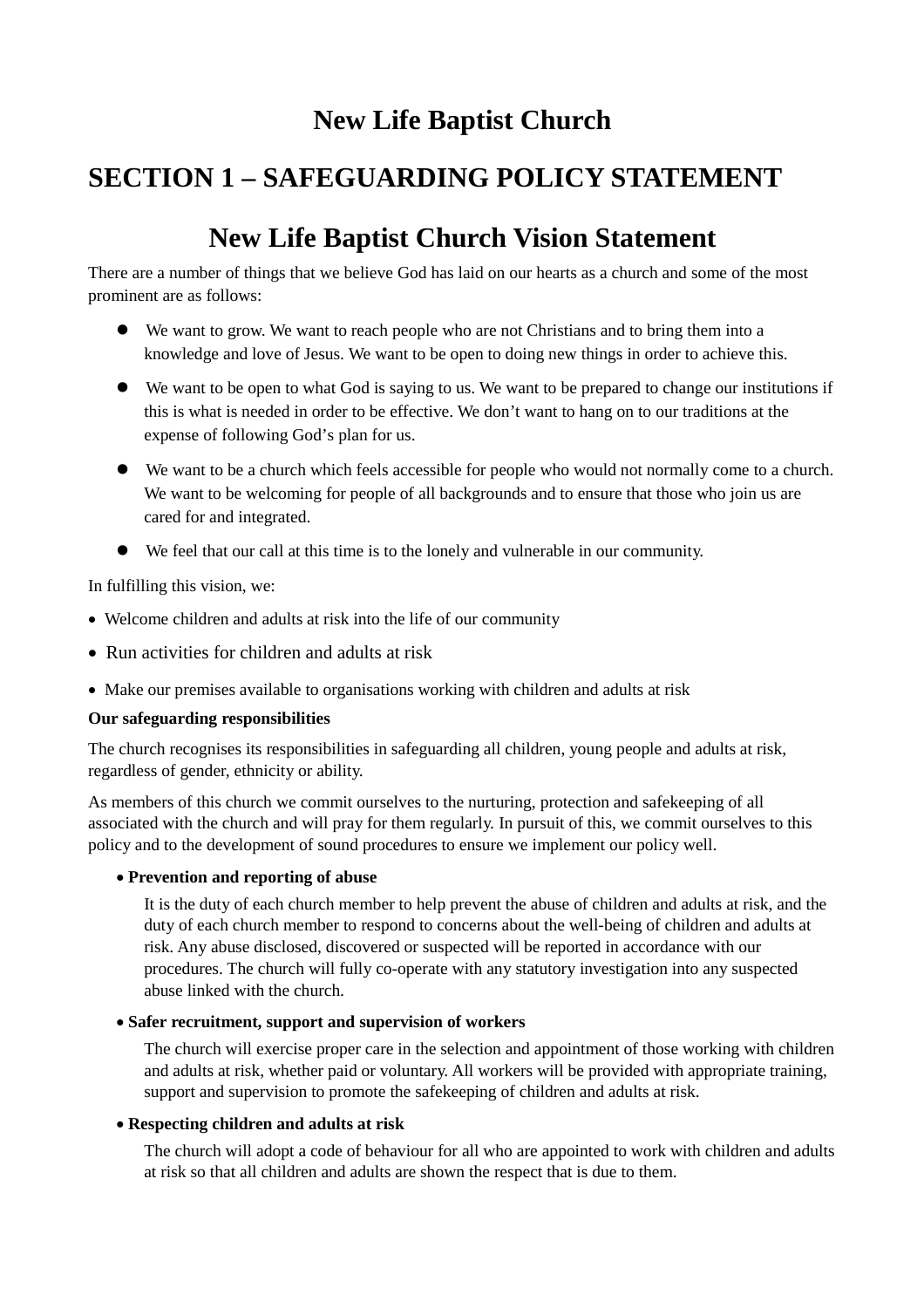# New Life Baptist Church

## SECTION 1 – SAFEGUARDING POLICY STATEMENT

## New Life Baptist Church Vision Statement

There are a number of things that we believe God has laid on our hearts as a church and some of the most prominent are as follows:

- We want to grow. We want to reach people who are not Christians and to bring them into a knowledge and love of Jesus. We want to be open to doing new things in order to achieve this.
- We want to be open to what God is saying to us. We want to be prepared to change our institutions if this is what is needed in order to be effective. We don't want to hang on to our traditions at the expense of following God's plan for us.
- We want to be a church which feels accessible for people who would not normally come to a church. We want to be welcoming for people of all backgrounds and to ensure that those who join us are cared for and integrated.
- We feel that our call at this time is to the lonely and vulnerable in our community.

In fulfilling this vision, we:

- Welcome children and adults at risk into the life of our community
- Run activities for children and adults at risk
- Make our premises available to organisations working with children and adults at risk

**Our safeguarding responsibilities**

The church recognises its responsibilities in safeguarding all children, young people and adults at risk, regardless of gender, ethnicity or ability.

As members of this church we commit ourselves to the nurturing, protection and safekeeping of all associated with the church and will pray for them regularly. In pursuit of this, we commit ourselves to this policy and to the development of sound procedures to ensure we implement our policy well.

- **Prevention and reporting of abuse**

  It is the duty of each church member to help prevent the abuse of children and adults at risk, and the duty of each church member to respond to concerns about the well-being of children and adults at risk. Any abuse disclosed, discovered or suspected will be reported in accordance with our procedures. The church will fully co-operate with any statutory investigation into any suspected abuse linked with the church.

- **Safer recruitment, support and supervision of workers**

  The church will exercise proper care in the selection and appointment of those working with children and adults at risk, whether paid or voluntary. All workers will be provided with appropriate training, support and supervision to promote the safekeeping of children and adults at risk.

- **Respecting children and adults at risk**

  The church will adopt a code of behaviour for all who are appointed to work with children and adults at risk so that all children and adults are shown the respect that is due to them.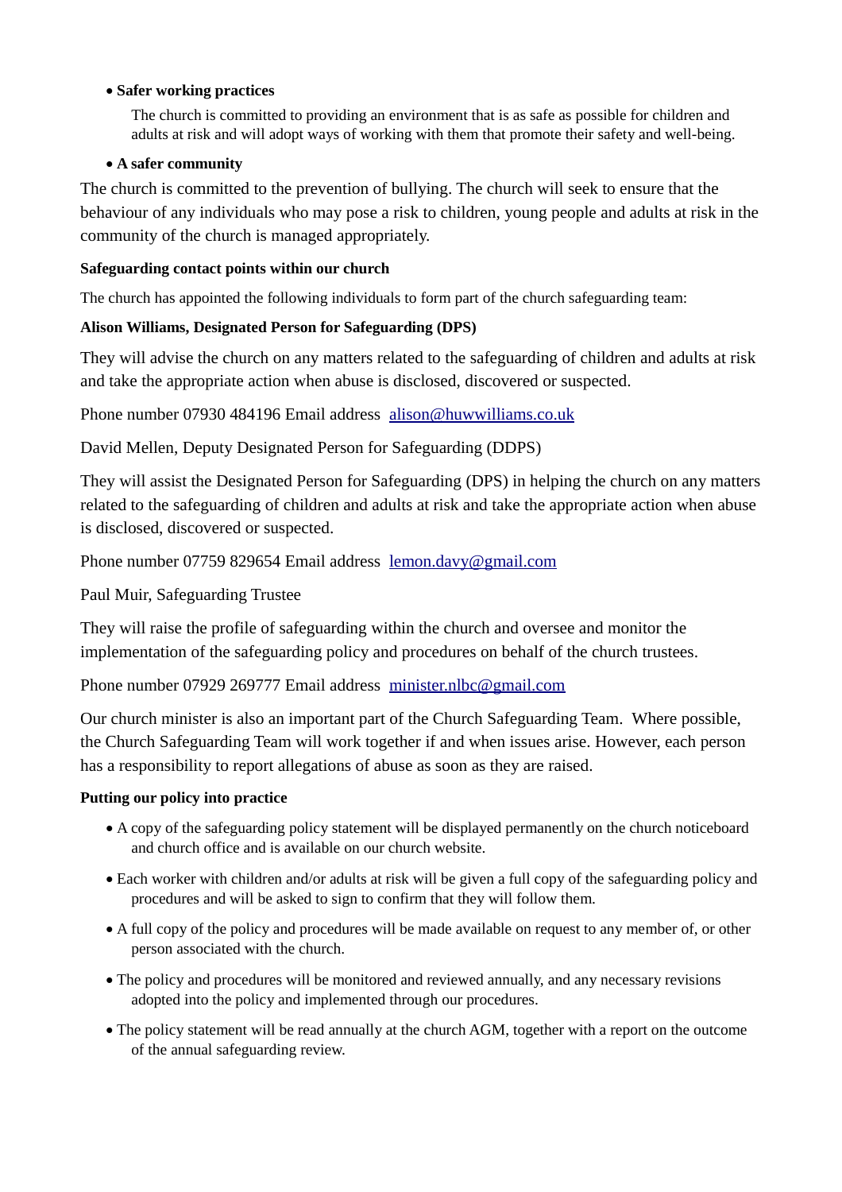- **Safer working practices**

  The church is committed to providing an environment that is as safe as possible for children and adults at risk and will adopt ways of working with them that promote their safety and well-being.

- **A safer community**

The church is committed to the prevention of bullying. The church will seek to ensure that the behaviour of any individuals who may pose a risk to children, young people and adults at risk in the community of the church is managed appropriately.

**Safeguarding contact points within our church**

The church has appointed the following individuals to form part of the church safeguarding team:

**Alison Williams, Designated Person for Safeguarding (DPS)**

They will advise the church on any matters related to the safeguarding of children and adults at risk and take the appropriate action when abuse is disclosed, discovered or suspected.

Phone number 07930 484196 Email address alison@huwwilliams.co.uk

David Mellen, Deputy Designated Person for Safeguarding (DDPS)

They will assist the Designated Person for Safeguarding (DPS) in helping the church on any matters related to the safeguarding of children and adults at risk and take the appropriate action when abuse is disclosed, discovered or suspected.

Phone number 07759 829654 Email address lemon.davy@gmail.com

Paul Muir, Safeguarding Trustee

They will raise the profile of safeguarding within the church and oversee and monitor the implementation of the safeguarding policy and procedures on behalf of the church trustees.

Phone number 07929 269777 Email address minister.nlbc@gmail.com

Our church minister is also an important part of the Church Safeguarding Team. Where possible, the Church Safeguarding Team will work together if and when issues arise. However, each person has a responsibility to report allegations of abuse as soon as they are raised.

**Putting our policy into practice**

- A copy of the safeguarding policy statement will be displayed permanently on the church noticeboard and church office and is available on our church website.
- Each worker with children and/or adults at risk will be given a full copy of the safeguarding policy and procedures and will be asked to sign to confirm that they will follow them.
- A full copy of the policy and procedures will be made available on request to any member of, or other person associated with the church.
- The policy and procedures will be monitored and reviewed annually, and any necessary revisions adopted into the policy and implemented through our procedures.
- The policy statement will be read annually at the church AGM, together with a report on the outcome of the annual safeguarding review.